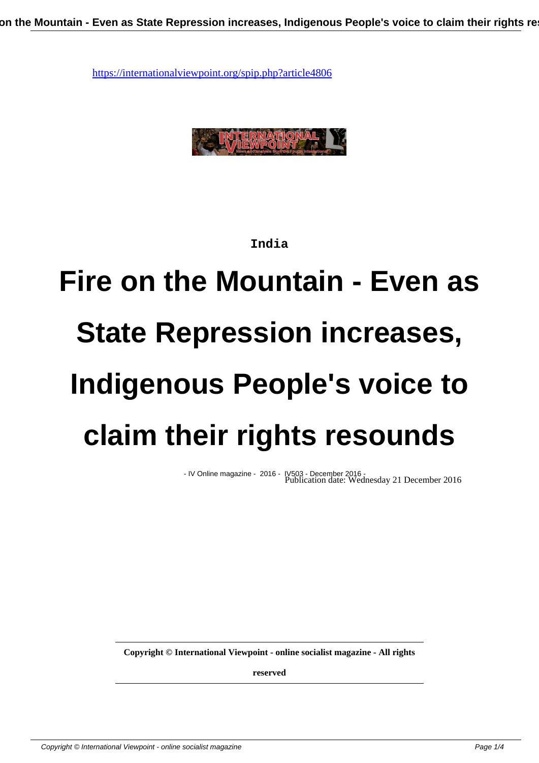https://internationalviewpoint.org/spip.php?article4806

India

# Fire on the Mountain - Even as State Repression increases, Indigenous People's voice to claim their rights resounds

- IV Online magazine - 2016 - IV503 - December 2016 -
Publication date: Wednesday 21 December 2016

**Copyright © International Viewpoint - online socialist magazine - All rights reserved**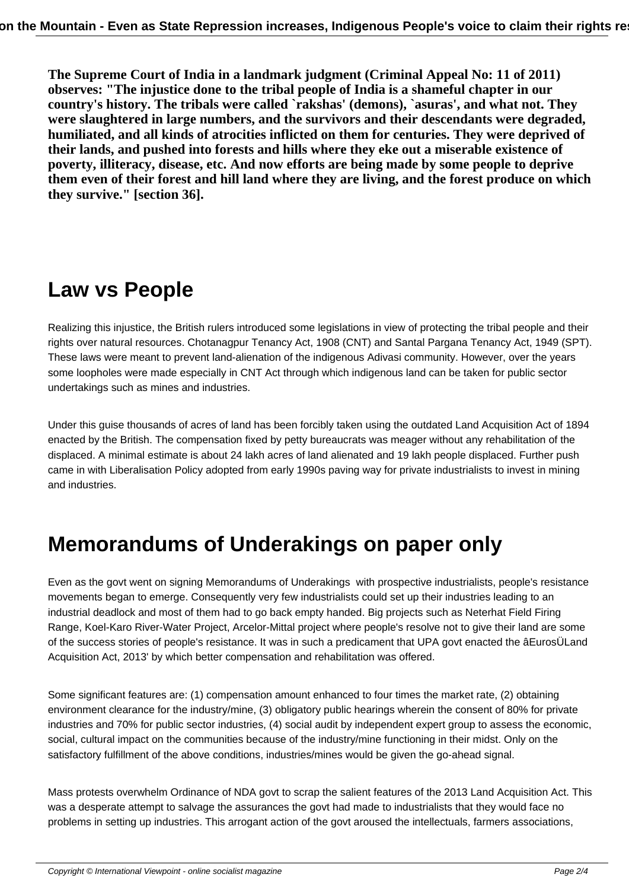**The Supreme Court of India in a landmark judgment (Criminal Appeal No: 11 of 2011) observes: "The injustice done to the tribal people of India is a shameful chapter in our country's history. The tribals were called `rakshas' (demons), `asuras', and what not. They were slaughtered in large numbers, and the survivors and their descendants were degraded, humiliated, and all kinds of atrocities inflicted on them for centuries. They were deprived of their lands, and pushed into forests and hills where they eke out a miserable existence of poverty, illiteracy, disease, etc. And now efforts are being made by some people to deprive them even of their forest and hill land where they are living, and the forest produce on which they survive." [section 36].**

# Law vs People

Realizing this injustice, the British rulers introduced some legislations in view of protecting the tribal people and their rights over natural resources. Chotanagpur Tenancy Act, 1908 (CNT) and Santal Pargana Tenancy Act, 1949 (SPT). These laws were meant to prevent land-alienation of the indigenous Adivasi community. However, over the years some loopholes were made especially in CNT Act through which indigenous land can be taken for public sector undertakings such as mines and industries.

Under this guise thousands of acres of land has been forcibly taken using the outdated Land Acquisition Act of 1894 enacted by the British. The compensation fixed by petty bureaucrats was meager without any rehabilitation of the displaced. A minimal estimate is about 24 lakh acres of land alienated and 19 lakh people displaced. Further push came in with Liberalisation Policy adopted from early 1990s paving way for private industrialists to invest in mining and industries.

# Memorandums of Underakings on paper only

Even as the govt went on signing Memorandums of Underakings with prospective industrialists, people's resistance movements began to emerge. Consequently very few industrialists could set up their industries leading to an industrial deadlock and most of them had to go back empty handed. Big projects such as Neterhat Field Firing Range, Koel-Karo River-Water Project, Arcelor-Mittal project where people's resolve not to give their land are some of the success stories of people's resistance. It was in such a predicament that UPA govt enacted the âEurosÜLand Acquisition Act, 2013' by which better compensation and rehabilitation was offered.

Some significant features are: (1) compensation amount enhanced to four times the market rate, (2) obtaining environment clearance for the industry/mine, (3) obligatory public hearings wherein the consent of 80% for private industries and 70% for public sector industries, (4) social audit by independent expert group to assess the economic, social, cultural impact on the communities because of the industry/mine functioning in their midst. Only on the satisfactory fulfillment of the above conditions, industries/mines would be given the go-ahead signal.

Mass protests overwhelm Ordinance of NDA govt to scrap the salient features of the 2013 Land Acquisition Act. This was a desperate attempt to salvage the assurances the govt had made to industrialists that they would face no problems in setting up industries. This arrogant action of the govt aroused the intellectuals, farmers associations,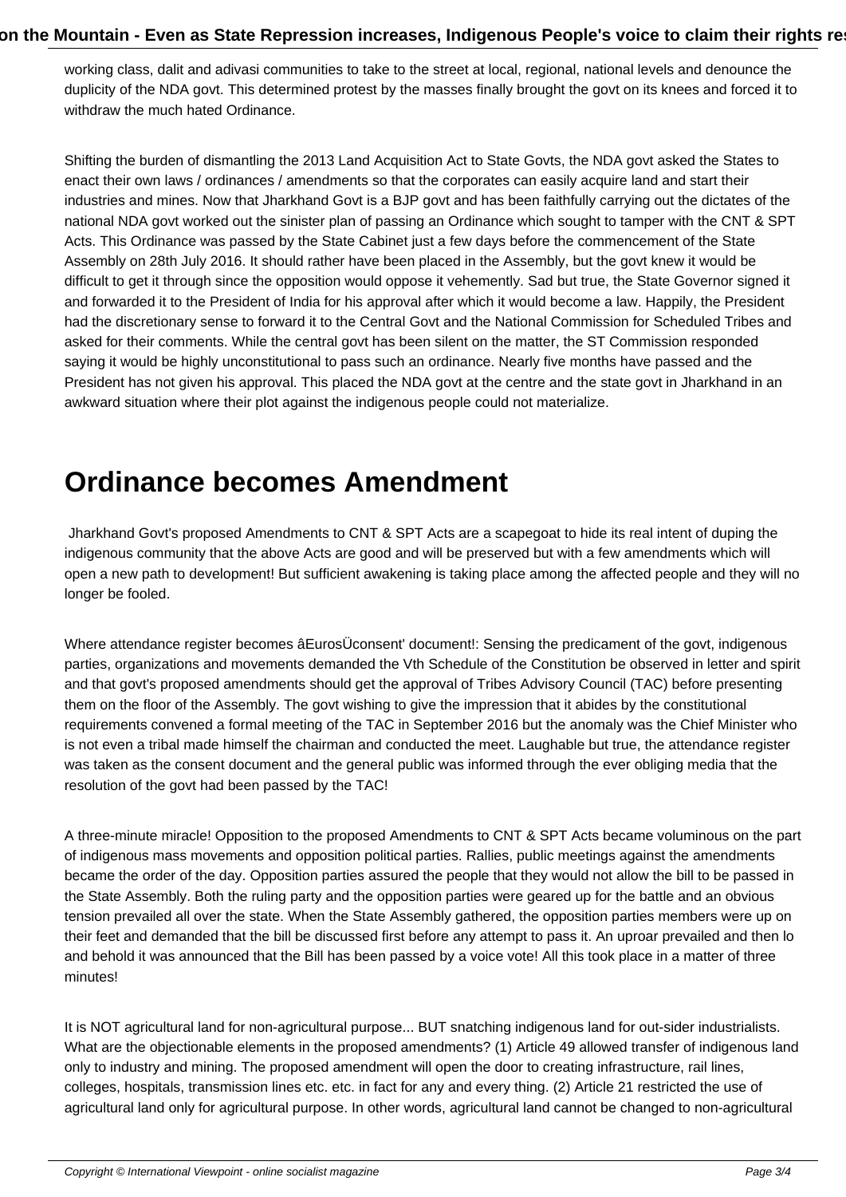working class, dalit and adivasi communities to take to the street at local, regional, national levels and denounce the duplicity of the NDA govt. This determined protest by the masses finally brought the govt on its knees and forced it to withdraw the much hated Ordinance.

Shifting the burden of dismantling the 2013 Land Acquisition Act to State Govts, the NDA govt asked the States to enact their own laws / ordinances / amendments so that the corporates can easily acquire land and start their industries and mines. Now that Jharkhand Govt is a BJP govt and has been faithfully carrying out the dictates of the national NDA govt worked out the sinister plan of passing an Ordinance which sought to tamper with the CNT & SPT Acts. This Ordinance was passed by the State Cabinet just a few days before the commencement of the State Assembly on 28th July 2016. It should rather have been placed in the Assembly, but the govt knew it would be difficult to get it through since the opposition would oppose it vehemently. Sad but true, the State Governor signed it and forwarded it to the President of India for his approval after which it would become a law. Happily, the President had the discretionary sense to forward it to the Central Govt and the National Commission for Scheduled Tribes and asked for their comments. While the central govt has been silent on the matter, the ST Commission responded saying it would be highly unconstitutional to pass such an ordinance. Nearly five months have passed and the President has not given his approval. This placed the NDA govt at the centre and the state govt in Jharkhand in an awkward situation where their plot against the indigenous people could not materialize.

# Ordinance becomes Amendment

Jharkhand Govt's proposed Amendments to CNT & SPT Acts are a scapegoat to hide its real intent of duping the indigenous community that the above Acts are good and will be preserved but with a few amendments which will open a new path to development! But sufficient awakening is taking place among the affected people and they will no longer be fooled.

Where attendance register becomes âEurosÜconsent' document!: Sensing the predicament of the govt, indigenous parties, organizations and movements demanded the Vth Schedule of the Constitution be observed in letter and spirit and that govt's proposed amendments should get the approval of Tribes Advisory Council (TAC) before presenting them on the floor of the Assembly. The govt wishing to give the impression that it abides by the constitutional requirements convened a formal meeting of the TAC in September 2016 but the anomaly was the Chief Minister who is not even a tribal made himself the chairman and conducted the meet. Laughable but true, the attendance register was taken as the consent document and the general public was informed through the ever obliging media that the resolution of the govt had been passed by the TAC!

A three-minute miracle! Opposition to the proposed Amendments to CNT & SPT Acts became voluminous on the part of indigenous mass movements and opposition political parties. Rallies, public meetings against the amendments became the order of the day. Opposition parties assured the people that they would not allow the bill to be passed in the State Assembly. Both the ruling party and the opposition parties were geared up for the battle and an obvious tension prevailed all over the state. When the State Assembly gathered, the opposition parties members were up on their feet and demanded that the bill be discussed first before any attempt to pass it. An uproar prevailed and then lo and behold it was announced that the Bill has been passed by a voice vote! All this took place in a matter of three minutes!

It is NOT agricultural land for non-agricultural purpose... BUT snatching indigenous land for out-sider industrialists. What are the objectionable elements in the proposed amendments? (1) Article 49 allowed transfer of indigenous land only to industry and mining. The proposed amendment will open the door to creating infrastructure, rail lines, colleges, hospitals, transmission lines etc. etc. in fact for any and every thing. (2) Article 21 restricted the use of agricultural land only for agricultural purpose. In other words, agricultural land cannot be changed to non-agricultural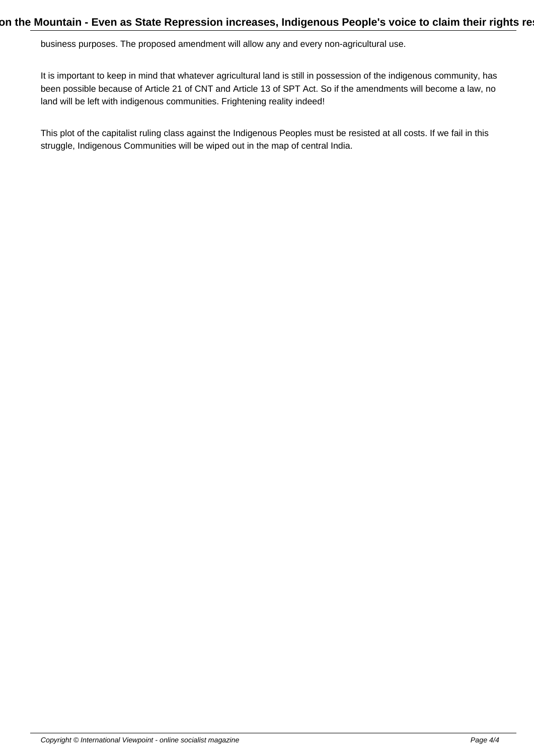business purposes. The proposed amendment will allow any and every non-agricultural use.

It is important to keep in mind that whatever agricultural land is still in possession of the indigenous community, has been possible because of Article 21 of CNT and Article 13 of SPT Act. So if the amendments will become a law, no land will be left with indigenous communities. Frightening reality indeed!

This plot of the capitalist ruling class against the Indigenous Peoples must be resisted at all costs. If we fail in this struggle, Indigenous Communities will be wiped out in the map of central India.